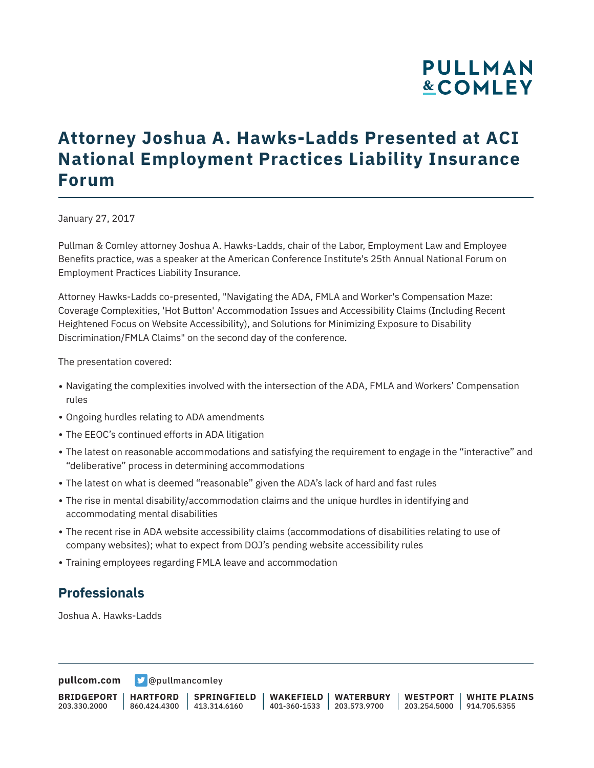# Attorney Joshua A. Hawks-Ladds Presented at ACI National Employment Practices Liability Insurance Forum

January 27, 2017

Pullman & Comley attorney Joshua A. Hawks-Ladds, chair of the Labor, Employment Law and Employee Benefits practice, was a speaker at the American Conference Institute's 25th Annual National Forum on Employment Practices Liability Insurance.

Attorney Hawks-Ladds co-presented, "Navigating the ADA, FMLA and Worker's Compensation Maze: Coverage Complexities, 'Hot Button' Accommodation Issues and Accessibility Claims (Including Recent Heightened Focus on Website Accessibility), and Solutions for Minimizing Exposure to Disability Discrimination/FMLA Claims" on the second day of the conference.

The presentation covered:

- Navigating the complexities involved with the intersection of the ADA, FMLA and Workers' Compensation rules
- Ongoing hurdles relating to ADA amendments
- The EEOC's continued efforts in ADA litigation
- The latest on reasonable accommodations and satisfying the requirement to engage in the "interactive" and "deliberative" process in determining accommodations
- The latest on what is deemed "reasonable" given the ADA's lack of hard and fast rules
- The rise in mental disability/accommodation claims and the unique hurdles in identifying and accommodating mental disabilities
- The recent rise in ADA website accessibility claims (accommodations of disabilities relating to use of company websites); what to expect from DOJ's pending website accessibility rules
- Training employees regarding FMLA leave and accommodation

## Professionals

Joshua A. Hawks-Ladds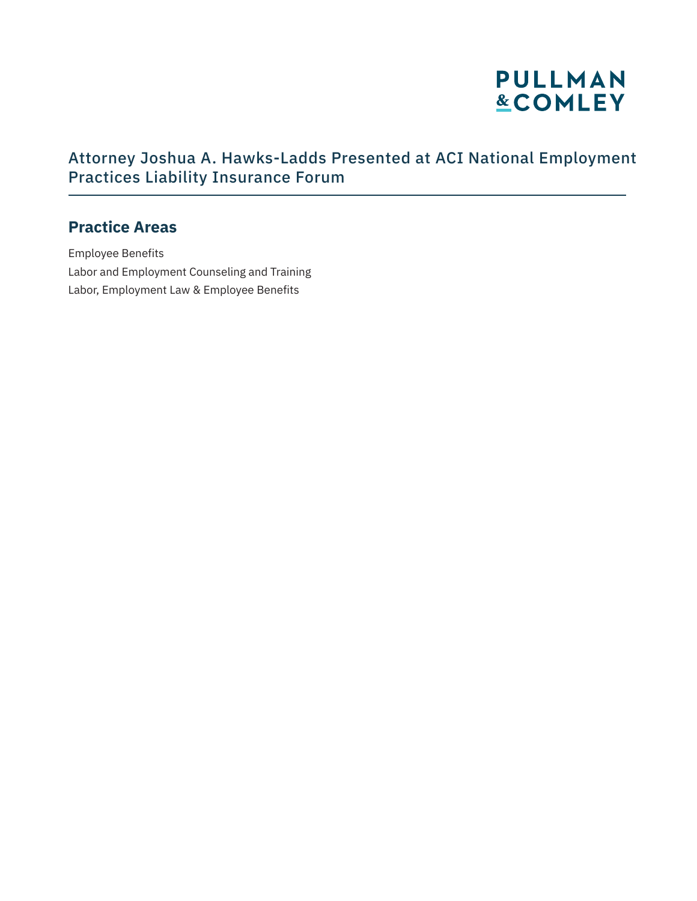# Attorney Joshua A. Hawks-Ladds Presented at ACI National Employment Practices Liability Insurance Forum

## Practice Areas

Employee Benefits

Labor and Employment Counseling and Training

Labor, Employment Law & Employee Benefits